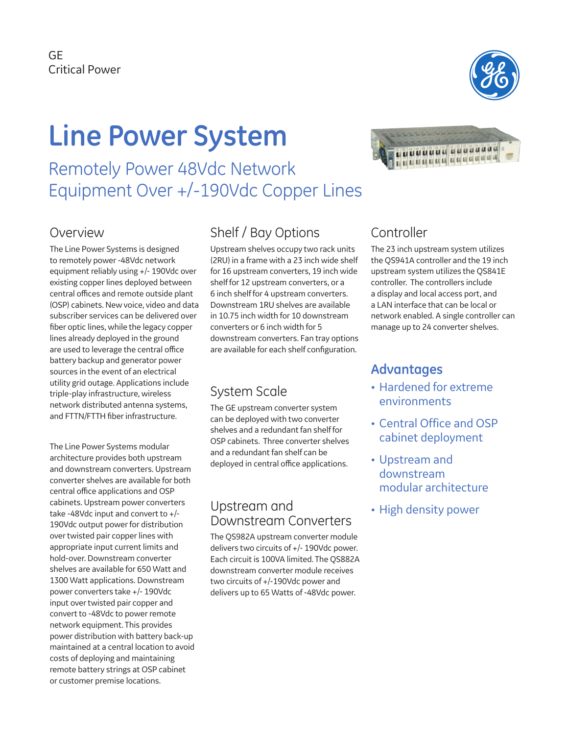GE
Critical Power

# Line Power System

## Remotely Power 48Vdc Network Equipment Over +/-190Vdc Copper Lines

### Overview

The Line Power Systems is designed to remotely power -48Vdc network equipment reliably using +/- 190Vdc over existing copper lines deployed between central offices and remote outside plant (OSP) cabinets. New voice, video and data subscriber services can be delivered over fiber optic lines, while the legacy copper lines already deployed in the ground are used to leverage the central office battery backup and generator power sources in the event of an electrical utility grid outage. Applications include triple-play infrastructure, wireless network distributed antenna systems, and FTTN/FTTH fiber infrastructure.

The Line Power Systems modular architecture provides both upstream and downstream converters. Upstream converter shelves are available for both central office applications and OSP cabinets. Upstream power converters take -48Vdc input and convert to +/- 190Vdc output power for distribution over twisted pair copper lines with appropriate input current limits and hold-over. Downstream converter shelves are available for 650 Watt and 1300 Watt applications. Downstream power converters take +/- 190Vdc input over twisted pair copper and convert to -48Vdc to power remote network equipment. This provides power distribution with battery back-up maintained at a central location to avoid costs of deploying and maintaining remote battery strings at OSP cabinet or customer premise locations.

### Shelf / Bay Options

Upstream shelves occupy two rack units (2RU) in a frame with a 23 inch wide shelf for 16 upstream converters, 19 inch wide shelf for 12 upstream converters, or a 6 inch shelf for 4 upstream converters. Downstream 1RU shelves are available in 10.75 inch width for 10 downstream converters or 6 inch width for 5 downstream converters. Fan tray options are available for each shelf configuration.

### System Scale

The GE upstream converter system can be deployed with two converter shelves and a redundant fan shelf for OSP cabinets. Three converter shelves and a redundant fan shelf can be deployed in central office applications.

### Upstream and Downstream Converters

The QS982A upstream converter module delivers two circuits of +/- 190Vdc power. Each circuit is 100VA limited. The QS882A downstream converter module receives two circuits of +/-190Vdc power and delivers up to 65 Watts of -48Vdc power.

### Controller

The 23 inch upstream system utilizes the QS941A controller and the 19 inch upstream system utilizes the QS841E controller. The controllers include a display and local access port, and a LAN interface that can be local or network enabled. A single controller can manage up to 24 converter shelves.

### Advantages

- Hardened for extreme environments
- Central Office and OSP cabinet deployment
- Upstream and downstream modular architecture
- High density power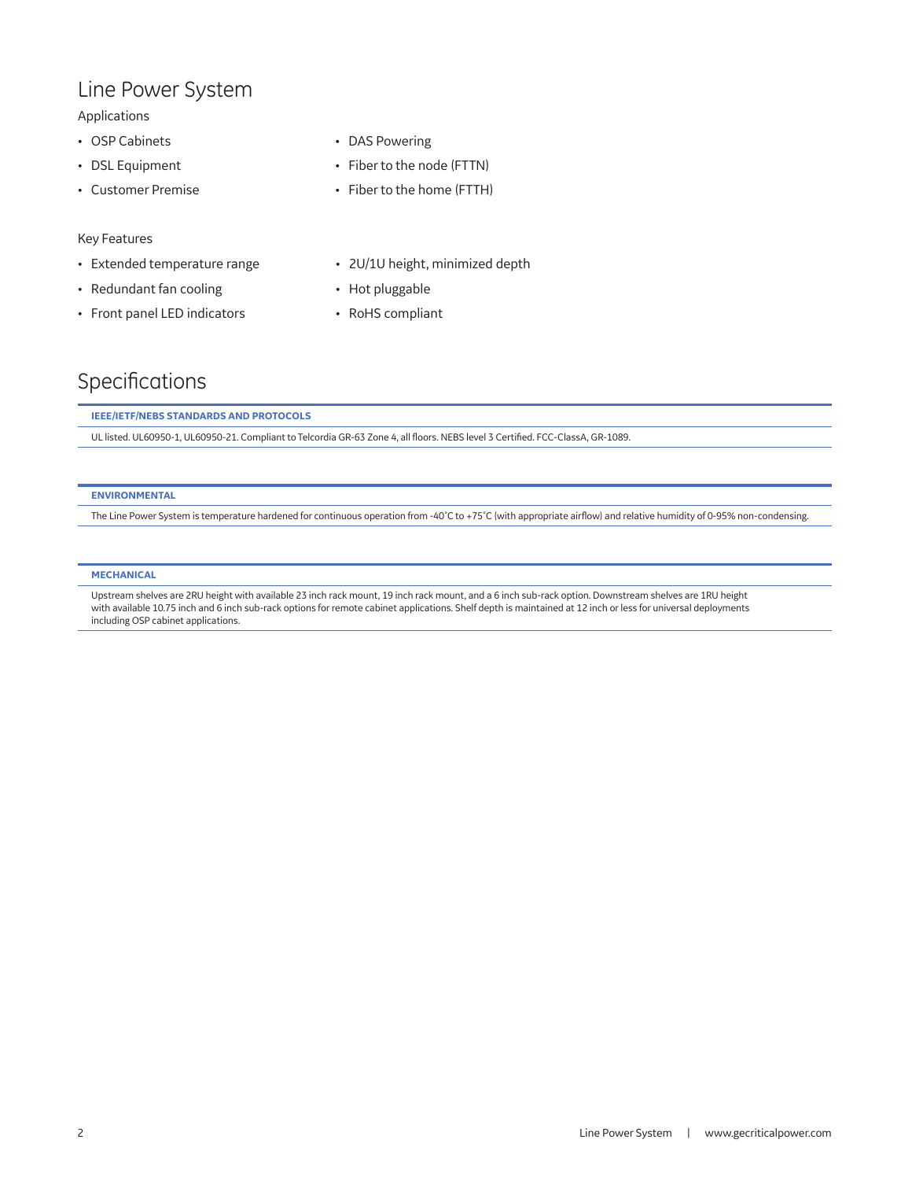## Line Power System

Applications

- OSP Cabinets
- DSL Equipment
- Customer Premise
- DAS Powering
- Fiber to the node (FTTN)
- Fiber to the home (FTTH)

Key Features

- Extended temperature range
- Redundant fan cooling
- Front panel LED indicators
- 2U/1U height, minimized depth
- Hot pluggable
- RoHS compliant

## Specifications

### IEEE/IETF/NEBS STANDARDS AND PROTOCOLS

UL listed. UL60950-1, UL60950-21. Compliant to Telcordia GR-63 Zone 4, all floors. NEBS level 3 Certified. FCC-ClassA, GR-1089.

### ENVIRONMENTAL

The Line Power System is temperature hardened for continuous operation from -40˚C to +75˚C (with appropriate airflow) and relative humidity of 0-95% non-condensing.

### MECHANICAL

Upstream shelves are 2RU height with available 23 inch rack mount, 19 inch rack mount, and a 6 inch sub-rack option. Downstream shelves are 1RU height with available 10.75 inch and 6 inch sub-rack options for remote cabinet applications. Shelf depth is maintained at 12 inch or less for universal deployments including OSP cabinet applications.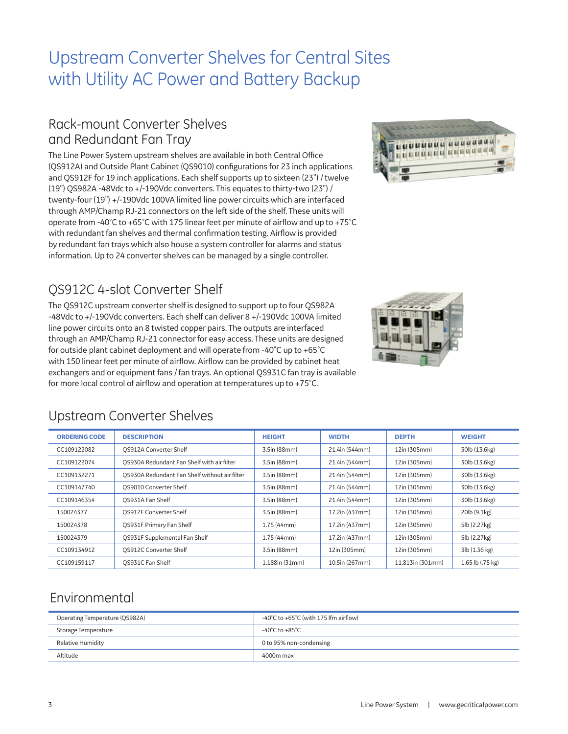# Upstream Converter Shelves for Central Sites with Utility AC Power and Battery Backup

## Rack-mount Converter Shelves and Redundant Fan Tray

The Line Power System upstream shelves are available in both Central Office (QS912A) and Outside Plant Cabinet (QS9010) configurations for 23 inch applications and QS912F for 19 inch applications. Each shelf supports up to sixteen (23") / twelve (19") QS982A -48Vdc to +/-190Vdc converters. This equates to thirty-two (23") / twenty-four (19") +/-190Vdc 100VA limited line power circuits which are interfaced through AMP/Champ RJ-21 connectors on the left side of the shelf. These units will operate from -40˚C to +65˚C with 175 linear feet per minute of airflow and up to +75˚C with redundant fan shelves and thermal confirmation testing. Airflow is provided by redundant fan trays which also house a system controller for alarms and status information. Up to 24 converter shelves can be managed by a single controller.

## QS912C 4-slot Converter Shelf

The QS912C upstream converter shelf is designed to support up to four QS982A -48Vdc to +/-190Vdc converters. Each shelf can deliver 8 +/-190Vdc 100VA limited line power circuits onto an 8 twisted copper pairs. The outputs are interfaced through an AMP/Champ RJ-21 connector for easy access. These units are designed for outside plant cabinet deployment and will operate from -40˚C up to +65˚C with 150 linear feet per minute of airflow. Airflow can be provided by cabinet heat exchangers and or equipment fans / fan trays. An optional QS931C fan tray is available for more local control of airflow and operation at temperatures up to +75˚C.

## Upstream Converter Shelves

| ORDERING CODE | DESCRIPTION | HEIGHT | WIDTH | DEPTH | WEIGHT |
|---|---|---|---|---|---|
| CC109122082 | QS912A Converter Shelf | 3.5in (88mm) | 21.4in (544mm) | 12in (305mm) | 30lb (13.6kg) |
| CC109122074 | QS930A Redundant Fan Shelf with air filter | 3.5in (88mm) | 21.4in (544mm) | 12in (305mm) | 30lb (13.6kg) |
| CC109132271 | QS930A Redundant Fan Shelf without air filter | 3.5in (88mm) | 21.4in (544mm) | 12in (305mm) | 30lb (13.6kg) |
| CC109147740 | QS9010 Converter Shelf | 3.5in (88mm) | 21.4in (544mm) | 12in (305mm) | 30lb (13.6kg) |
| CC109146354 | QS931A Fan Shelf | 3.5in (88mm) | 21.4in (544mm) | 12in (305mm) | 30lb (13.6kg) |
| 150024377 | QS912F Converter Shelf | 3.5in (88mm) | 17.2in (437mm) | 12in (305mm) | 20lb (9.1kg) |
| 150024378 | QS931F Primary Fan Shelf | 1.75 (44mm) | 17.2in (437mm) | 12in (305mm) | 5lb (2.27kg) |
| 150024379 | QS931F Supplemental Fan Shelf | 1.75 (44mm) | 17.2in (437mm) | 12in (305mm) | 5lb (2.27kg) |
| CC109134912 | QS912C Converter Shelf | 3.5in (88mm) | 12in (305mm) | 12in (305mm) | 3lb (1.36 kg) |
| CC109159117 | QS931C Fan Shelf | 1.188in (31mm) | 10.5in (267mm) | 11.813in (301mm) | 1.65 lb (.75 kg) |

## Environmental

| | |
|---|---|
| Operating Temperature (QS982A) | -40˚C to +65˚C (with 175 lfm airflow) |
| Storage Temperature | -40˚C to +85˚C |
| Relative Humidity | 0 to 95% non-condensing |
| Altitude | 4000m max |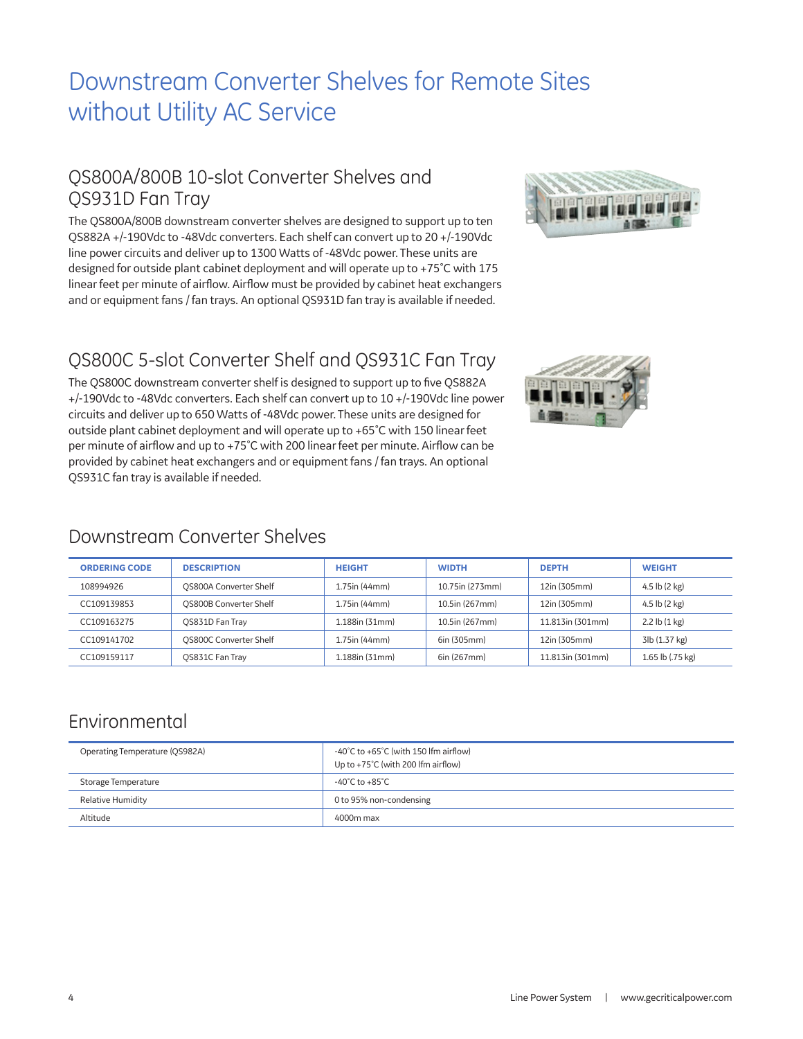# Downstream Converter Shelves for Remote Sites without Utility AC Service

## QS800A/800B 10-slot Converter Shelves and QS931D Fan Tray

The QS800A/800B downstream converter shelves are designed to support up to ten QS882A +/-190Vdc to -48Vdc converters. Each shelf can convert up to 20 +/-190Vdc line power circuits and deliver up to 1300 Watts of -48Vdc power. These units are designed for outside plant cabinet deployment and will operate up to +75˚C with 175 linear feet per minute of airflow. Airflow must be provided by cabinet heat exchangers and or equipment fans / fan trays. An optional QS931D fan tray is available if needed.

## QS800C 5-slot Converter Shelf and QS931C Fan Tray

The QS800C downstream converter shelf is designed to support up to five QS882A +/-190Vdc to -48Vdc converters. Each shelf can convert up to 10 +/-190Vdc line power circuits and deliver up to 650 Watts of -48Vdc power. These units are designed for outside plant cabinet deployment and will operate up to +65˚C with 150 linear feet per minute of airflow and up to +75˚C with 200 linear feet per minute. Airflow can be provided by cabinet heat exchangers and or equipment fans / fan trays. An optional QS931C fan tray is available if needed.

## Downstream Converter Shelves

| ORDERING CODE | DESCRIPTION | HEIGHT | WIDTH | DEPTH | WEIGHT |
|---|---|---|---|---|---|
| 108994926 | QS800A Converter Shelf | 1.75in (44mm) | 10.75in (273mm) | 12in (305mm) | 4.5 lb (2 kg) |
| CC109139853 | QS800B Converter Shelf | 1.75in (44mm) | 10.5in (267mm) | 12in (305mm) | 4.5 lb (2 kg) |
| CC109163275 | QS831D Fan Tray | 1.188in (31mm) | 10.5in (267mm) | 11.813in (301mm) | 2.2 lb (1 kg) |
| CC109141702 | QS800C Converter Shelf | 1.75in (44mm) | 6in (305mm) | 12in (305mm) | 3lb (1.37 kg) |
| CC109159117 | QS831C Fan Tray | 1.188in (31mm) | 6in (267mm) | 11.813in (301mm) | 1.65 lb (.75 kg) |

## Environmental

| | |
|---|---|
| Operating Temperature (QS982A) | -40˚C to +65˚C (with 150 lfm airflow)<br>Up to +75˚C (with 200 lfm airflow) |
| Storage Temperature | -40˚C to +85˚C |
| Relative Humidity | 0 to 95% non-condensing |
| Altitude | 4000m max |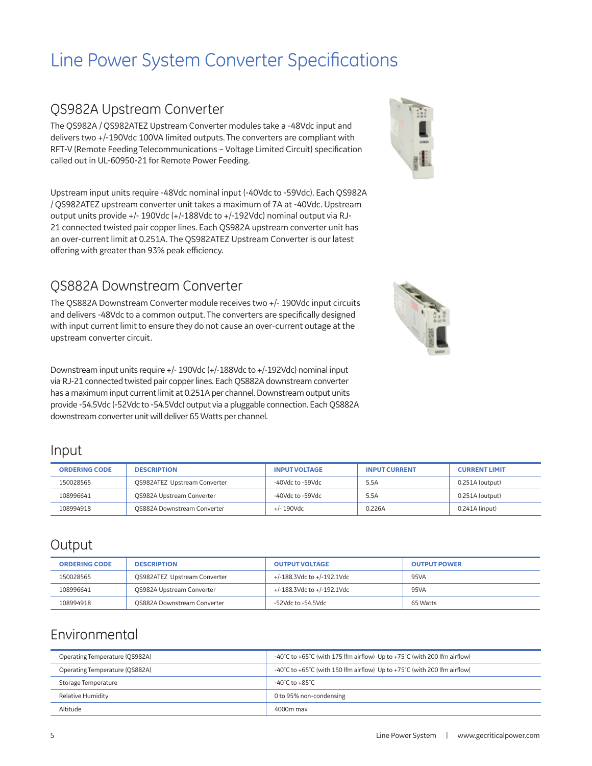# Line Power System Converter Specifications

## QS982A Upstream Converter

The QS982A / QS982ATEZ Upstream Converter modules take a -48Vdc input and delivers two +/-190Vdc 100VA limited outputs. The converters are compliant with RFT-V (Remote Feeding Telecommunications – Voltage Limited Circuit) specification called out in UL-60950-21 for Remote Power Feeding.

Upstream input units require -48Vdc nominal input (-40Vdc to -59Vdc). Each QS982A / QS982ATEZ upstream converter unit takes a maximum of 7A at -40Vdc. Upstream output units provide +/- 190Vdc (+/-188Vdc to +/-192Vdc) nominal output via RJ-21 connected twisted pair copper lines. Each QS982A upstream converter unit has an over-current limit at 0.251A. The QS982ATEZ Upstream Converter is our latest offering with greater than 93% peak efficiency.

## QS882A Downstream Converter

The QS882A Downstream Converter module receives two +/- 190Vdc input circuits and delivers -48Vdc to a common output. The converters are specifically designed with input current limit to ensure they do not cause an over-current outage at the upstream converter circuit.

Downstream input units require +/- 190Vdc (+/-188Vdc to +/-192Vdc) nominal input via RJ-21 connected twisted pair copper lines. Each QS882A downstream converter has a maximum input current limit at 0.251A per channel. Downstream output units provide -54.5Vdc (-52Vdc to -54.5Vdc) output via a pluggable connection. Each QS882A downstream converter unit will deliver 65 Watts per channel.

## Input

| ORDERING CODE | DESCRIPTION | INPUT VOLTAGE | INPUT CURRENT | CURRENT LIMIT |
|---|---|---|---|---|
| 150028565 | QS982ATEZ Upstream Converter | -40Vdc to -59Vdc | 5.5A | 0.251A (output) |
| 108996641 | QS982A Upstream Converter | -40Vdc to -59Vdc | 5.5A | 0.251A (output) |
| 108994918 | QS882A Downstream Converter | +/- 190Vdc | 0.226A | 0.241A (input) |

## Output

| ORDERING CODE | DESCRIPTION | OUTPUT VOLTAGE | OUTPUT POWER |
|---|---|---|---|
| 150028565 | QS982ATEZ Upstream Converter | +/-188.3Vdc to +/-192.1Vdc | 95VA |
| 108996641 | QS982A Upstream Converter | +/-188.3Vdc to +/-192.1Vdc | 95VA |
| 108994918 | QS882A Downstream Converter | -52Vdc to -54.5Vdc | 65 Watts |

## Environmental

| | |
|---|---|
| Operating Temperature (QS982A) | -40˚C to +65˚C (with 175 lfm airflow) Up to +75˚C (with 200 lfm airflow) |
| Operating Temperature (QS882A) | -40˚C to +65˚C (with 150 lfm airflow) Up to +75˚C (with 200 lfm airflow) |
| Storage Temperature | -40˚C to +85˚C |
| Relative Humidity | 0 to 95% non-condensing |
| Altitude | 4000m max |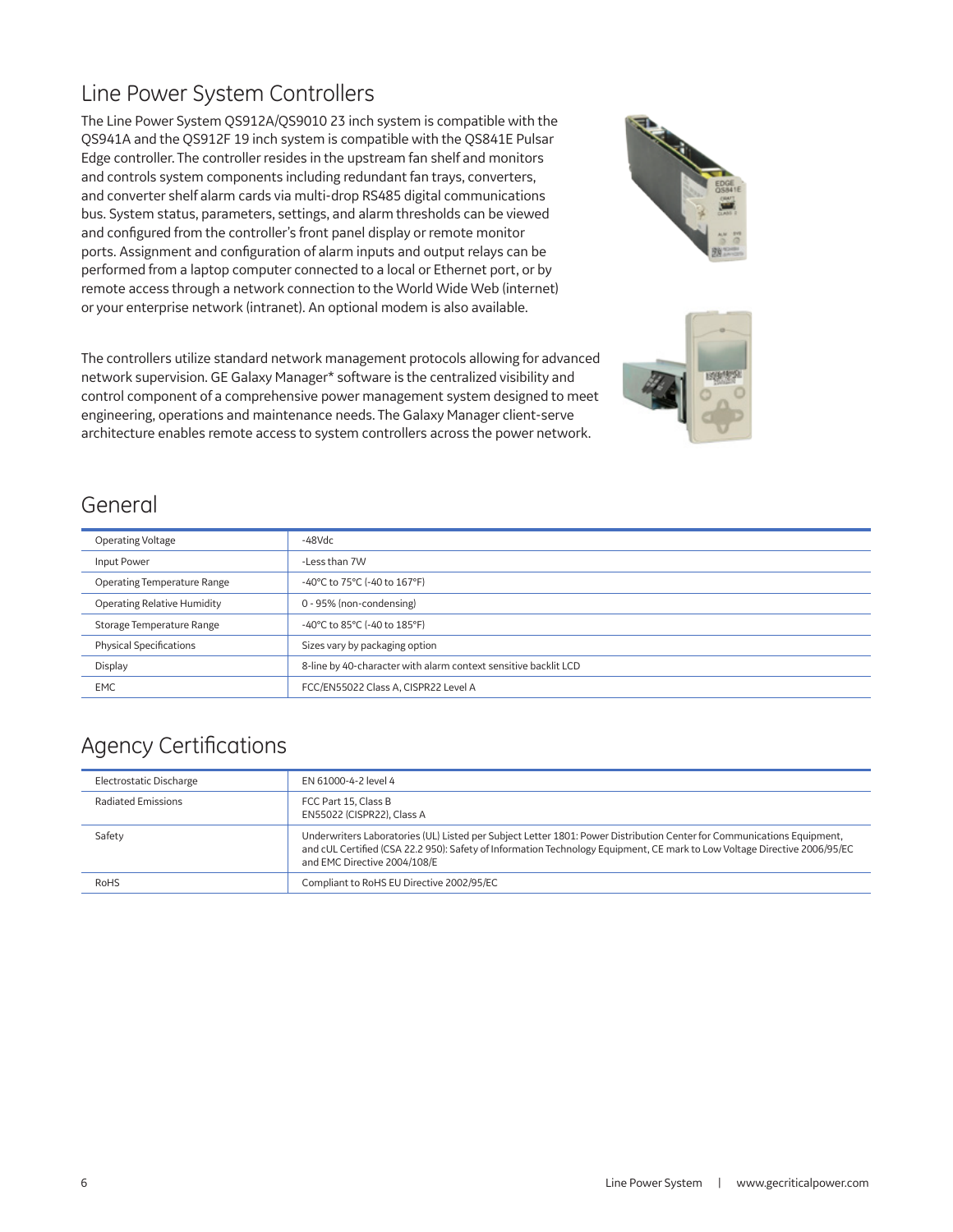## Line Power System Controllers

The Line Power System QS912A/QS9010 23 inch system is compatible with the QS941A and the QS912F 19 inch system is compatible with the QS841E Pulsar Edge controller. The controller resides in the upstream fan shelf and monitors and controls system components including redundant fan trays, converters, and converter shelf alarm cards via multi-drop RS485 digital communications bus. System status, parameters, settings, and alarm thresholds can be viewed and configured from the controller's front panel display or remote monitor ports. Assignment and configuration of alarm inputs and output relays can be performed from a laptop computer connected to a local or Ethernet port, or by remote access through a network connection to the World Wide Web (internet) or your enterprise network (intranet). An optional modem is also available.

The controllers utilize standard network management protocols allowing for advanced network supervision. GE Galaxy Manager* software is the centralized visibility and control component of a comprehensive power management system designed to meet engineering, operations and maintenance needs. The Galaxy Manager client-serve architecture enables remote access to system controllers across the power network.

## General

| | |
|---|---|
| Operating Voltage | -48Vdc |
| Input Power | -Less than 7W |
| Operating Temperature Range | -40°C to 75°C (-40 to 167°F) |
| Operating Relative Humidity | 0 - 95% (non-condensing) |
| Storage Temperature Range | -40°C to 85°C (-40 to 185°F) |
| Physical Specifications | Sizes vary by packaging option |
| Display | 8-line by 40-character with alarm context sensitive backlit LCD |
| EMC | FCC/EN55022 Class A, CISPR22 Level A |

## Agency Certifications

| | |
|---|---|
| Electrostatic Discharge | EN 61000-4-2 level 4 |
| Radiated Emissions | FCC Part 15, Class B<br>EN55022 (CISPR22), Class A |
| Safety | Underwriters Laboratories (UL) Listed per Subject Letter 1801: Power Distribution Center for Communications Equipment, and cUL Certified (CSA 22.2 950): Safety of Information Technology Equipment, CE mark to Low Voltage Directive 2006/95/EC and EMC Directive 2004/108/E |
| RoHS | Compliant to RoHS EU Directive 2002/95/EC |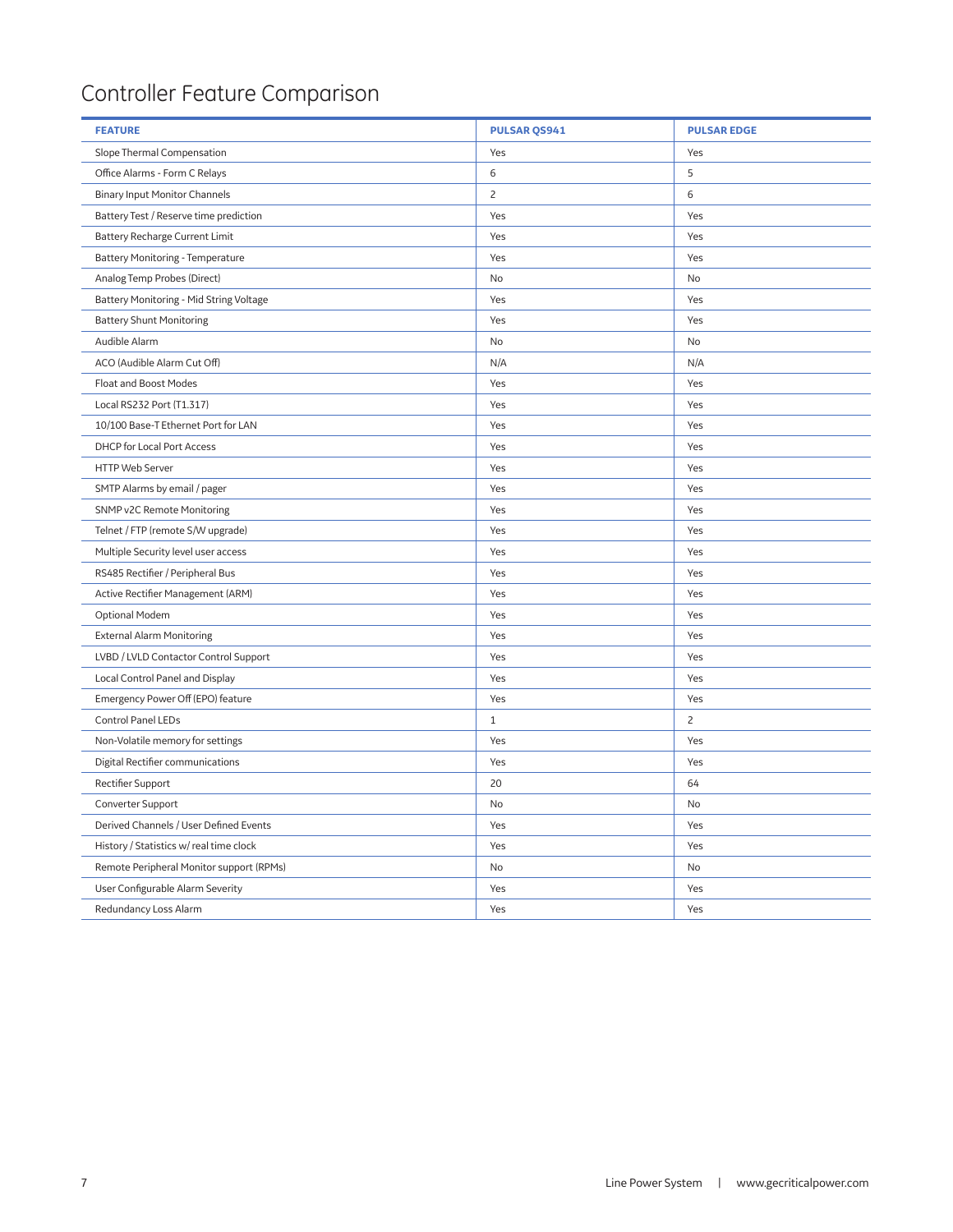# Controller Feature Comparison

| FEATURE | PULSAR QS941 | PULSAR EDGE |
|---|---|---|
| Slope Thermal Compensation | Yes | Yes |
| Office Alarms - Form C Relays | 6 | 5 |
| Binary Input Monitor Channels | 2 | 6 |
| Battery Test / Reserve time prediction | Yes | Yes |
| Battery Recharge Current Limit | Yes | Yes |
| Battery Monitoring - Temperature | Yes | Yes |
| Analog Temp Probes (Direct) | No | No |
| Battery Monitoring - Mid String Voltage | Yes | Yes |
| Battery Shunt Monitoring | Yes | Yes |
| Audible Alarm | No | No |
| ACO (Audible Alarm Cut Off) | N/A | N/A |
| Float and Boost Modes | Yes | Yes |
| Local RS232 Port (T1.317) | Yes | Yes |
| 10/100 Base-T Ethernet Port for LAN | Yes | Yes |
| DHCP for Local Port Access | Yes | Yes |
| HTTP Web Server | Yes | Yes |
| SMTP Alarms by email / pager | Yes | Yes |
| SNMP v2C Remote Monitoring | Yes | Yes |
| Telnet / FTP (remote S/W upgrade) | Yes | Yes |
| Multiple Security level user access | Yes | Yes |
| RS485 Rectifier / Peripheral Bus | Yes | Yes |
| Active Rectifier Management (ARM) | Yes | Yes |
| Optional Modem | Yes | Yes |
| External Alarm Monitoring | Yes | Yes |
| LVBD / LVLD Contactor Control Support | Yes | Yes |
| Local Control Panel and Display | Yes | Yes |
| Emergency Power Off (EPO) feature | Yes | Yes |
| Control Panel LEDs | 1 | 2 |
| Non-Volatile memory for settings | Yes | Yes |
| Digital Rectifier communications | Yes | Yes |
| Rectifier Support | 20 | 64 |
| Converter Support | No | No |
| Derived Channels / User Defined Events | Yes | Yes |
| History / Statistics w/ real time clock | Yes | Yes |
| Remote Peripheral Monitor support (RPMs) | No | No |
| User Configurable Alarm Severity | Yes | Yes |
| Redundancy Loss Alarm | Yes | Yes |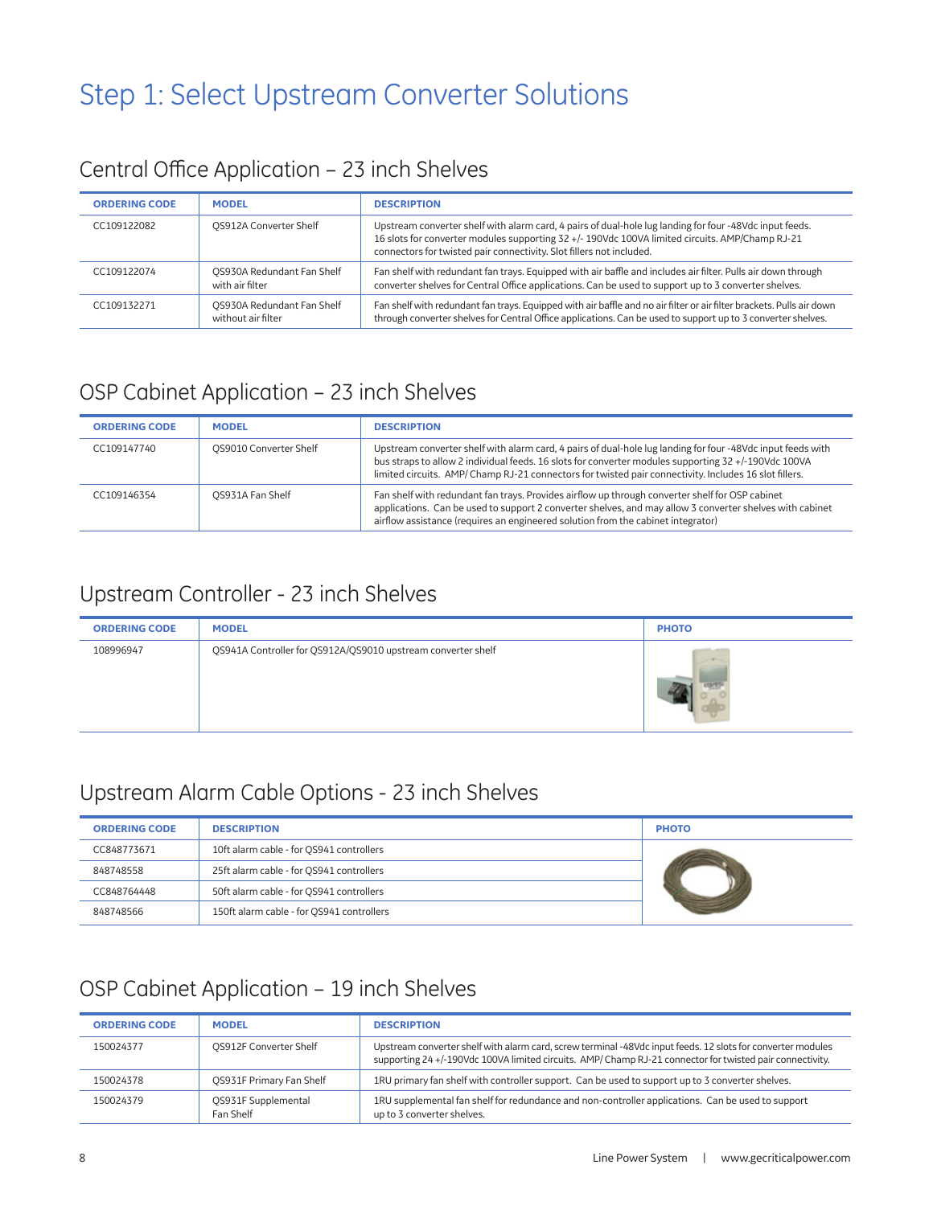# Step 1: Select Upstream Converter Solutions

## Central Office Application – 23 inch Shelves

| ORDERING CODE | MODEL | DESCRIPTION |
|---|---|---|
| CC109122082 | QS912A Converter Shelf | Upstream converter shelf with alarm card, 4 pairs of dual-hole lug landing for four -48Vdc input feeds. 16 slots for converter modules supporting 32 +/- 190Vdc 100VA limited circuits. AMP/Champ RJ-21 connectors for twisted pair connectivity. Slot fillers not included. |
| CC109122074 | QS930A Redundant Fan Shelf with air filter | Fan shelf with redundant fan trays. Equipped with air baffle and includes air filter. Pulls air down through converter shelves for Central Office applications. Can be used to support up to 3 converter shelves. |
| CC109132271 | QS930A Redundant Fan Shelf without air filter | Fan shelf with redundant fan trays. Equipped with air baffle and no air filter or air filter brackets. Pulls air down through converter shelves for Central Office applications. Can be used to support up to 3 converter shelves. |

## OSP Cabinet Application – 23 inch Shelves

| ORDERING CODE | MODEL | DESCRIPTION |
|---|---|---|
| CC109147740 | QS9010 Converter Shelf | Upstream converter shelf with alarm card, 4 pairs of dual-hole lug landing for four -48Vdc input feeds with bus straps to allow 2 individual feeds. 16 slots for converter modules supporting 32 +/-190Vdc 100VA limited circuits. AMP/ Champ RJ-21 connectors for twisted pair connectivity. Includes 16 slot fillers. |
| CC109146354 | QS931A Fan Shelf | Fan shelf with redundant fan trays. Provides airflow up through converter shelf for OSP cabinet applications. Can be used to support 2 converter shelves, and may allow 3 converter shelves with cabinet airflow assistance (requires an engineered solution from the cabinet integrator) |

## Upstream Controller - 23 inch Shelves

| ORDERING CODE | MODEL | PHOTO |
|---|---|---|
| 108996947 | QS941A Controller for QS912A/QS9010 upstream converter shelf | |

## Upstream Alarm Cable Options - 23 inch Shelves

| ORDERING CODE | DESCRIPTION | PHOTO |
|---|---|---|
| CC848773671 | 10ft alarm cable - for QS941 controllers | |
| 848748558 | 25ft alarm cable - for QS941 controllers | |
| CC848764448 | 50ft alarm cable - for QS941 controllers | |
| 848748566 | 150ft alarm cable - for QS941 controllers | |

## OSP Cabinet Application – 19 inch Shelves

| ORDERING CODE | MODEL | DESCRIPTION |
|---|---|---|
| 150024377 | QS912F Converter Shelf | Upstream converter shelf with alarm card, screw terminal -48Vdc input feeds. 12 slots for converter modules supporting 24 +/-190Vdc 100VA limited circuits. AMP/ Champ RJ-21 connector for twisted pair connectivity. |
| 150024378 | QS931F Primary Fan Shelf | 1RU primary fan shelf with controller support. Can be used to support up to 3 converter shelves. |
| 150024379 | QS931F Supplemental Fan Shelf | 1RU supplemental fan shelf for redundance and non-controller applications. Can be used to support up to 3 converter shelves. |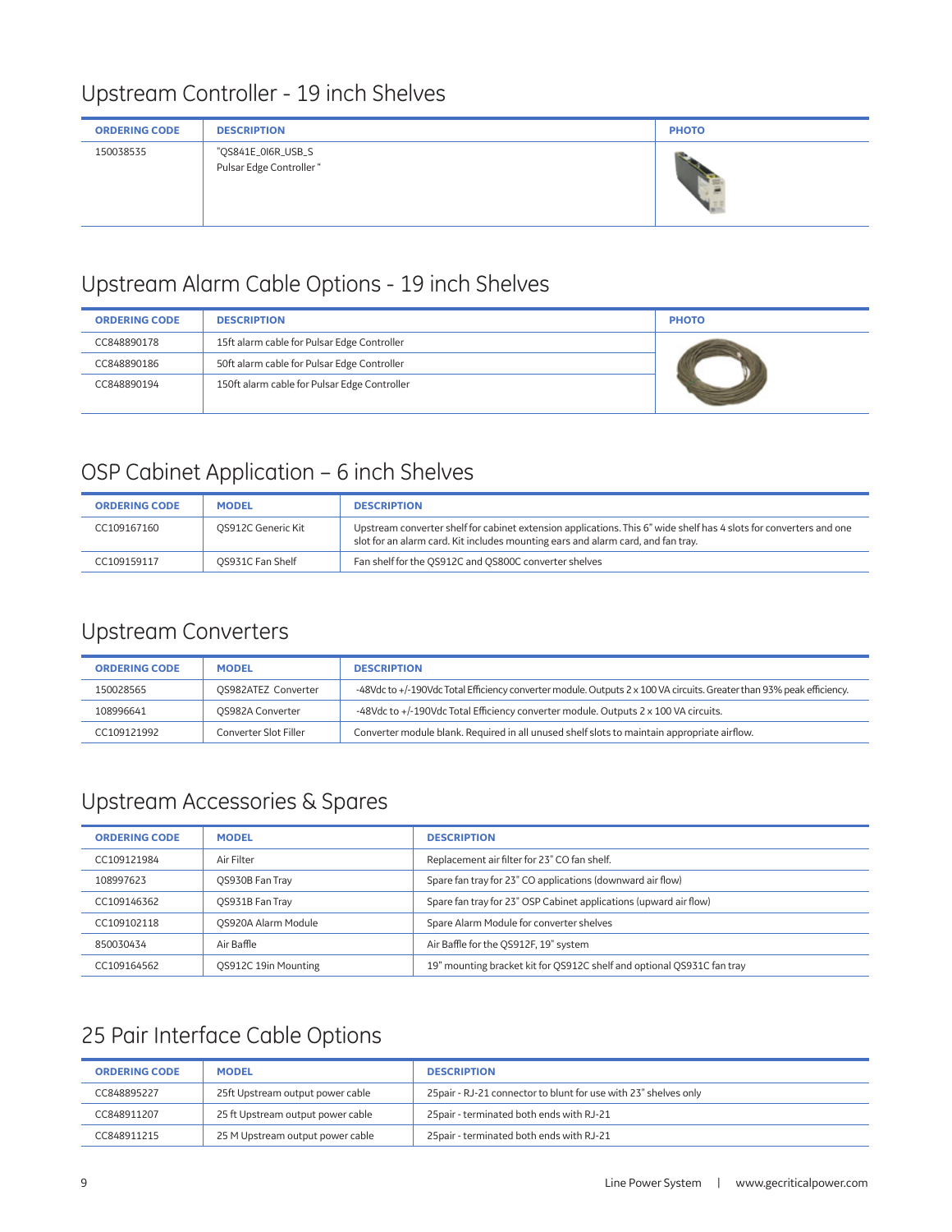## Upstream Controller - 19 inch Shelves

| ORDERING CODE | DESCRIPTION | PHOTO |
|---|---|---|
| 150038535 | "QS841E_0I6R_USB_S Pulsar Edge Controller " | |

## Upstream Alarm Cable Options - 19 inch Shelves

| ORDERING CODE | DESCRIPTION | PHOTO |
|---|---|---|
| CC848890178 | 15ft alarm cable for Pulsar Edge Controller | |
| CC848890186 | 50ft alarm cable for Pulsar Edge Controller | |
| CC848890194 | 150ft alarm cable for Pulsar Edge Controller | |

## OSP Cabinet Application – 6 inch Shelves

| ORDERING CODE | MODEL | DESCRIPTION |
|---|---|---|
| CC109167160 | QS912C Generic Kit | Upstream converter shelf for cabinet extension applications. This 6" wide shelf has 4 slots for converters and one slot for an alarm card. Kit includes mounting ears and alarm card, and fan tray. |
| CC109159117 | QS931C Fan Shelf | Fan shelf for the QS912C and QS800C converter shelves |

## Upstream Converters

| ORDERING CODE | MODEL | DESCRIPTION |
|---|---|---|
| 150028565 | QS982ATEZ Converter | -48Vdc to +/-190Vdc Total Efficiency converter module. Outputs 2 x 100 VA circuits. Greater than 93% peak efficiency. |
| 108996641 | QS982A Converter | -48Vdc to +/-190Vdc Total Efficiency converter module. Outputs 2 x 100 VA circuits. |
| CC109121992 | Converter Slot Filler | Converter module blank. Required in all unused shelf slots to maintain appropriate airflow. |

## Upstream Accessories & Spares

| ORDERING CODE | MODEL | DESCRIPTION |
|---|---|---|
| CC109121984 | Air Filter | Replacement air filter for 23" CO fan shelf. |
| 108997623 | QS930B Fan Tray | Spare fan tray for 23" CO applications (downward air flow) |
| CC109146362 | QS931B Fan Tray | Spare fan tray for 23" OSP Cabinet applications (upward air flow) |
| CC109102118 | QS920A Alarm Module | Spare Alarm Module for converter shelves |
| 850030434 | Air Baffle | Air Baffle for the QS912F, 19" system |
| CC109164562 | QS912C 19in Mounting | 19" mounting bracket kit for QS912C shelf and optional QS931C fan tray |

## 25 Pair Interface Cable Options

| ORDERING CODE | MODEL | DESCRIPTION |
|---|---|---|
| CC848895227 | 25ft Upstream output power cable | 25pair - RJ-21 connector to blunt for use with 23" shelves only |
| CC848911207 | 25 ft Upstream output power cable | 25pair - terminated both ends with RJ-21 |
| CC848911215 | 25 M Upstream output power cable | 25pair - terminated both ends with RJ-21 |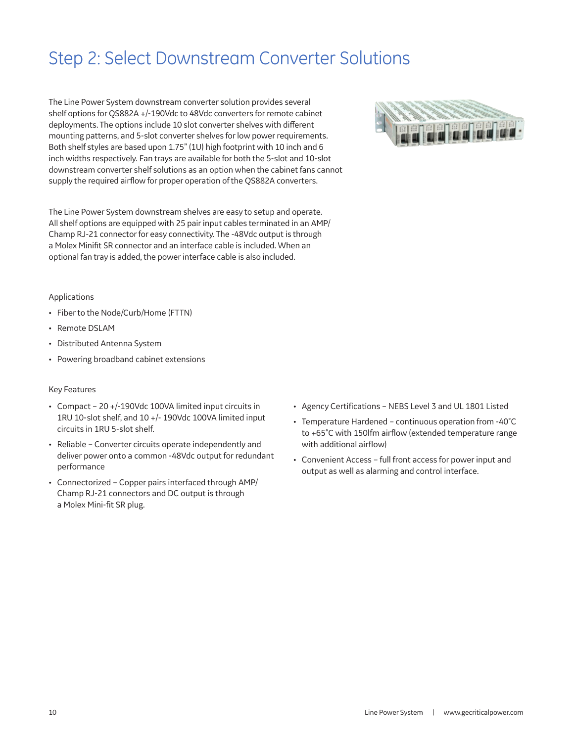# Step 2: Select Downstream Converter Solutions

The Line Power System downstream converter solution provides several shelf options for QS882A +/-190Vdc to 48Vdc converters for remote cabinet deployments. The options include 10 slot converter shelves with different mounting patterns, and 5-slot converter shelves for low power requirements. Both shelf styles are based upon 1.75" (1U) high footprint with 10 inch and 6 inch widths respectively. Fan trays are available for both the 5-slot and 10-slot downstream converter shelf solutions as an option when the cabinet fans cannot supply the required airflow for proper operation of the QS882A converters.

The Line Power System downstream shelves are easy to setup and operate. All shelf options are equipped with 25 pair input cables terminated in an AMP/Champ RJ-21 connector for easy connectivity. The -48Vdc output is through a Molex Minifit SR connector and an interface cable is included. When an optional fan tray is added, the power interface cable is also included.

Applications

- Fiber to the Node/Curb/Home (FTTN)
- Remote DSLAM
- Distributed Antenna System
- Powering broadband cabinet extensions

Key Features

- Compact – 20 +/-190Vdc 100VA limited input circuits in 1RU 10-slot shelf, and 10 +/- 190Vdc 100VA limited input circuits in 1RU 5-slot shelf.
- Reliable – Converter circuits operate independently and deliver power onto a common -48Vdc output for redundant performance
- Connectorized – Copper pairs interfaced through AMP/Champ RJ-21 connectors and DC output is through a Molex Mini-fit SR plug.
- Agency Certifications – NEBS Level 3 and UL 1801 Listed
- Temperature Hardened – continuous operation from -40˚C to +65˚C with 150lfm airflow (extended temperature range with additional airflow)
- Convenient Access – full front access for power input and output as well as alarming and control interface.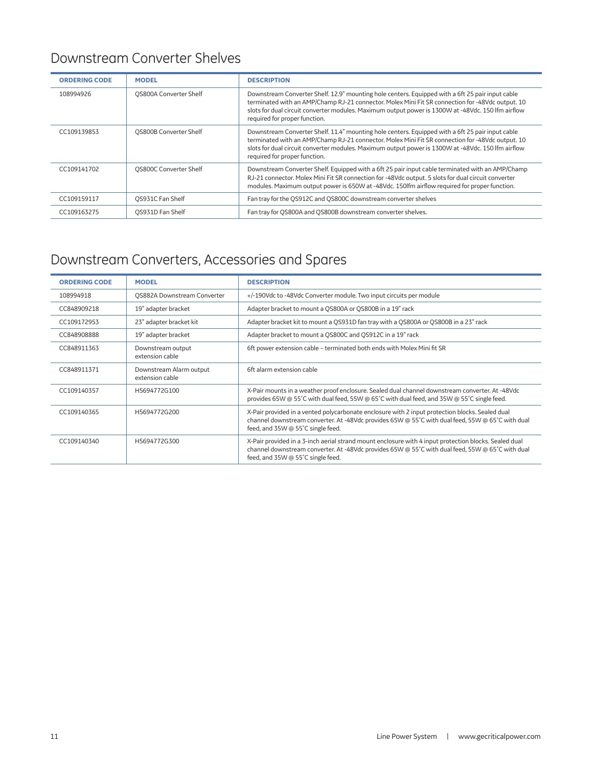## Downstream Converter Shelves

| ORDERING CODE | MODEL | DESCRIPTION |
|---|---|---|
| 108994926 | QS800A Converter Shelf | Downstream Converter Shelf. 12.9" mounting hole centers. Equipped with a 6ft 25 pair input cable terminated with an AMP/Champ RJ-21 connector. Molex Mini Fit SR connection for -48Vdc output. 10 slots for dual circuit converter modules. Maximum output power is 1300W at -48Vdc. 150 lfm airflow required for proper function. |
| CC109139853 | QS800B Converter Shelf | Downstream Converter Shelf. 11.4" mounting hole centers. Equipped with a 6ft 25 pair input cable terminated with an AMP/Champ RJ-21 connector. Molex Mini Fit SR connection for -48Vdc output. 10 slots for dual circuit converter modules. Maximum output power is 1300W at -48Vdc. 150 lfm airflow required for proper function. |
| CC109141702 | QS800C Converter Shelf | Downstream Converter Shelf. Equipped with a 6ft 25 pair input cable terminated with an AMP/Champ RJ-21 connector. Molex Mini Fit SR connection for -48Vdc output. 5 slots for dual circuit converter modules. Maximum output power is 650W at -48Vdc. 150lfm airflow required for proper function. |
| CC109159117 | QS931C Fan Shelf | Fan tray for the QS912C and QS800C downstream converter shelves |
| CC109163275 | QS931D Fan Shelf | Fan tray for QS800A and QS800B downstream converter shelves. |

## Downstream Converters, Accessories and Spares

| ORDERING CODE | MODEL | DESCRIPTION |
|---|---|---|
| 108994918 | QS882A Downstream Converter | +/-190Vdc to -48Vdc Converter module. Two input circuits per module |
| CC848909218 | 19" adapter bracket | Adapter bracket to mount a QS800A or QS800B in a 19" rack |
| CC109172953 | 23" adapter bracket kit | Adapter bracket kit to mount a QS931D fan tray with a QS800A or QS800B in a 23" rack |
| CC848908888 | 19" adapter bracket | Adapter bracket to mount a QS800C and QS912C in a 19" rack |
| CC848911363 | Downstream output extension cable | 6ft power extension cable – terminated both ends with Molex Mini fit SR |
| CC848911371 | Downstream Alarm output extension cable | 6ft alarm extension cable |
| CC109140357 | H5694772G100 | X-Pair mounts in a weather proof enclosure. Sealed dual channel downstream converter. At -48Vdc provides 65W @ 55˚C with dual feed, 55W @ 65˚C with dual feed, and 35W @ 55˚C single feed. |
| CC109140365 | H5694772G200 | X-Pair provided in a vented polycarbonate enclosure with 2 input protection blocks. Sealed dual channel downstream converter. At -48Vdc provides 65W @ 55˚C with dual feed, 55W @ 65˚C with dual feed, and 35W @ 55˚C single feed. |
| CC109140340 | H5694772G300 | X-Pair provided in a 3-inch aerial strand mount enclosure with 4 input protection blocks. Sealed dual channel downstream converter. At -48Vdc provides 65W @ 55˚C with dual feed, 55W @ 65˚C with dual feed, and 35W @ 55˚C single feed. |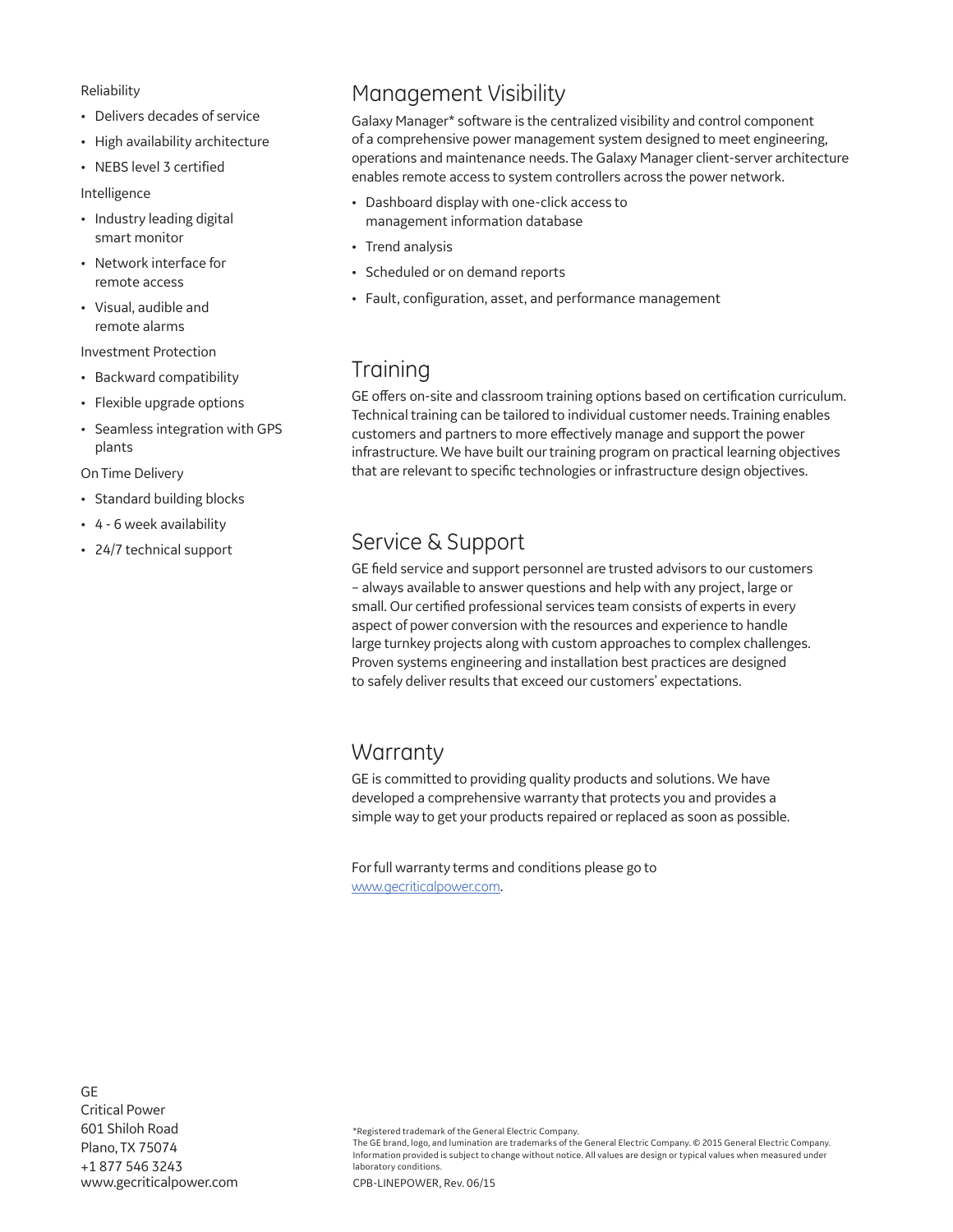Reliability

- Delivers decades of service
- High availability architecture
- NEBS level 3 certified

Intelligence

- Industry leading digital smart monitor
- Network interface for remote access
- Visual, audible and remote alarms

Investment Protection

- Backward compatibility
- Flexible upgrade options
- Seamless integration with GPS plants

On Time Delivery

- Standard building blocks
- 4 - 6 week availability
- 24/7 technical support

## Management Visibility

Galaxy Manager* software is the centralized visibility and control component of a comprehensive power management system designed to meet engineering, operations and maintenance needs. The Galaxy Manager client-server architecture enables remote access to system controllers across the power network.

- Dashboard display with one-click access to management information database
- Trend analysis
- Scheduled or on demand reports
- Fault, configuration, asset, and performance management

## Training

GE offers on-site and classroom training options based on certification curriculum. Technical training can be tailored to individual customer needs. Training enables customers and partners to more effectively manage and support the power infrastructure. We have built our training program on practical learning objectives that are relevant to specific technologies or infrastructure design objectives.

## Service & Support

GE field service and support personnel are trusted advisors to our customers – always available to answer questions and help with any project, large or small. Our certified professional services team consists of experts in every aspect of power conversion with the resources and experience to handle large turnkey projects along with custom approaches to complex challenges. Proven systems engineering and installation best practices are designed to safely deliver results that exceed our customers' expectations.

## Warranty

GE is committed to providing quality products and solutions. We have developed a comprehensive warranty that protects you and provides a simple way to get your products repaired or replaced as soon as possible.

For full warranty terms and conditions please go to [www.gecriticalpower.com](http://www.gecriticalpower.com).

GE
Critical Power
601 Shiloh Road
Plano, TX 75074
+1 877 546 3243
www.gecriticalpower.com

*Registered trademark of the General Electric Company.
The GE brand, logo, and lumination are trademarks of the General Electric Company. © 2015 General Electric Company. Information provided is subject to change without notice. All values are design or typical values when measured under laboratory conditions.

CPB-LINEPOWER, Rev. 06/15